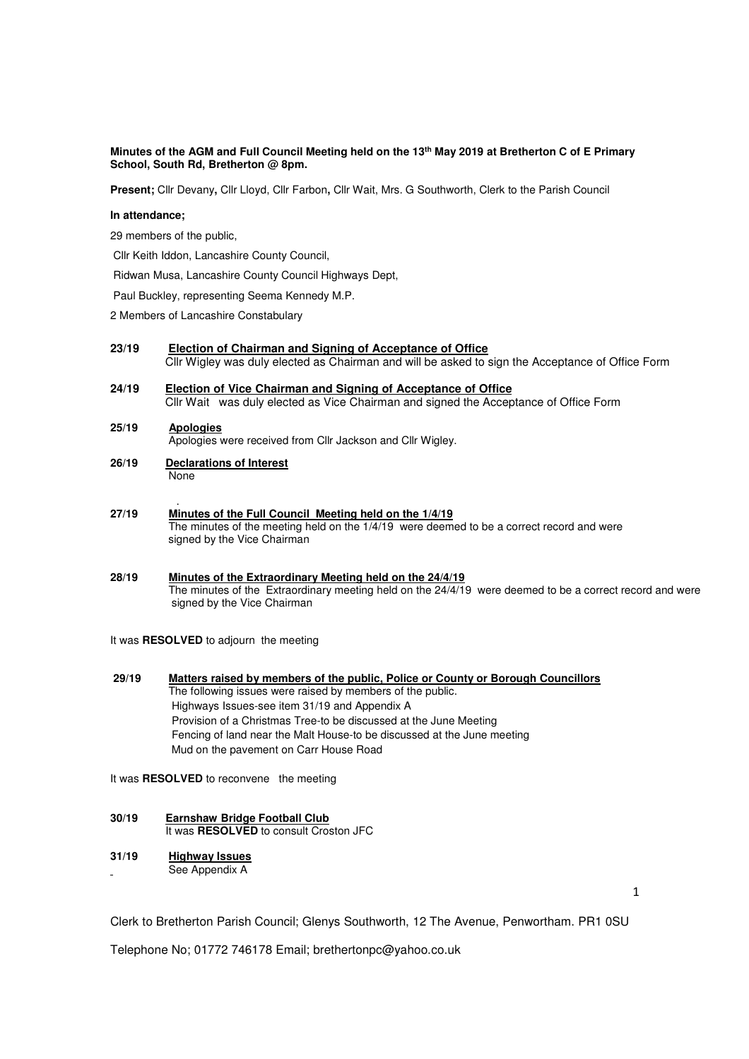**Minutes of the AGM and Full Council Meeting held on the 13th May 2019 at Bretherton C of E Primary School, South Rd, Bretherton @ 8pm.**

**Present;** Cllr Devany**,** Cllr Lloyd, Cllr Farbon**,** Cllr Wait, Mrs. G Southworth, Clerk to the Parish Council

**In attendance;**

29 members of the public,

Cllr Keith Iddon, Lancashire County Council,

Ridwan Musa, Lancashire County Council Highways Dept,

Paul Buckley, representing Seema Kennedy M.P.

2 Members of Lancashire Constabulary

**23/19 Election of Chairman and Signing of Acceptance of Office**
Cllr Wigley was duly elected as Chairman and will be asked to sign the Acceptance of Office Form

**24/19 Election of Vice Chairman and Signing of Acceptance of Office**
Cllr Wait was duly elected as Vice Chairman and signed the Acceptance of Office Form

**25/19 Apologies**
Apologies were received from Cllr Jackson and Cllr Wigley.

**26/19 Declarations of Interest**
None

**27/19 Minutes of the Full Council Meeting held on the 1/4/19**
The minutes of the meeting held on the 1/4/19 were deemed to be a correct record and were signed by the Vice Chairman

**28/19 Minutes of the Extraordinary Meeting held on the 24/4/19**
The minutes of the Extraordinary meeting held on the 24/4/19 were deemed to be a correct record and were signed by the Vice Chairman

It was **RESOLVED** to adjourn the meeting

**29/19 Matters raised by members of the public, Police or County or Borough Councillors**
The following issues were raised by members of the public.
Highways Issues-see item 31/19 and Appendix A
Provision of a Christmas Tree-to be discussed at the June Meeting
Fencing of land near the Malt House-to be discussed at the June meeting
Mud on the pavement on Carr House Road

It was **RESOLVED** to reconvene the meeting

**30/19 Earnshaw Bridge Football Club**
It was **RESOLVED** to consult Croston JFC

**31/19 Highway Issues**
See Appendix A

Clerk to Bretherton Parish Council; Glenys Southworth, 12 The Avenue, Penwortham. PR1 0SU

Telephone No; 01772 746178 Email; brethertonpc@yahoo.co.uk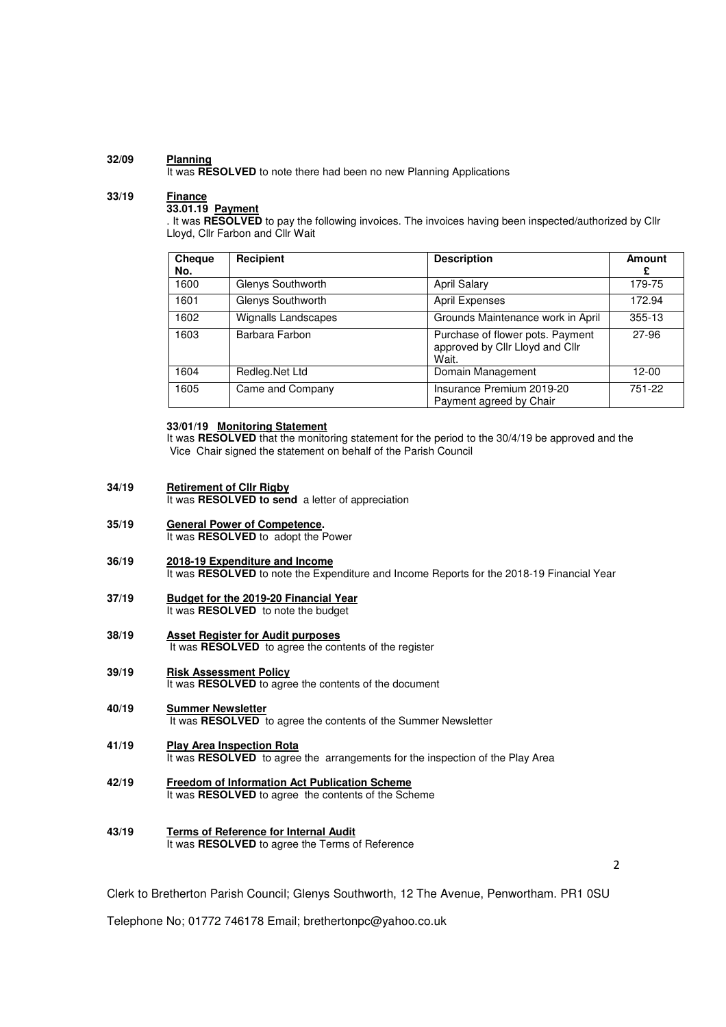**32/09 Planning**

It was **RESOLVED** to note there had been no new Planning Applications

**33/19 Finance**

**33.01.19 Payment**

. It was **RESOLVED** to pay the following invoices. The invoices having been inspected/authorized by Cllr Lloyd, Cllr Farbon and Cllr Wait

| Cheque No. | Recipient | Description | Amount £ |
|---|---|---|---|
| 1600 | Glenys Southworth | April Salary | 179-75 |
| 1601 | Glenys Southworth | April Expenses | 172.94 |
| 1602 | Wignalls Landscapes | Grounds Maintenance work in April | 355-13 |
| 1603 | Barbara Farbon | Purchase of flower pots. Payment approved by Cllr Lloyd and Cllr Wait. | 27-96 |
| 1604 | Redleg.Net Ltd | Domain Management | 12-00 |
| 1605 | Came and Company | Insurance Premium 2019-20 Payment agreed by Chair | 751-22 |

**33/01/19 Monitoring Statement**

It was **RESOLVED** that the monitoring statement for the period to the 30/4/19 be approved and the Vice Chair signed the statement on behalf of the Parish Council

**34/19 Retirement of Cllr Rigby**

It was **RESOLVED to send** a letter of appreciation

**35/19 General Power of Competence.**

It was **RESOLVED** to adopt the Power

**36/19 2018-19 Expenditure and Income**

It was **RESOLVED** to note the Expenditure and Income Reports for the 2018-19 Financial Year

**37/19 Budget for the 2019-20 Financial Year**

It was **RESOLVED** to note the budget

**38/19 Asset Register for Audit purposes**

It was **RESOLVED** to agree the contents of the register

**39/19 Risk Assessment Policy**

It was **RESOLVED** to agree the contents of the document

**40/19 Summer Newsletter**

It was **RESOLVED** to agree the contents of the Summer Newsletter

**41/19 Play Area Inspection Rota**

It was **RESOLVED** to agree the arrangements for the inspection of the Play Area

**42/19 Freedom of Information Act Publication Scheme**

It was **RESOLVED** to agree the contents of the Scheme

**43/19 Terms of Reference for Internal Audit**

It was **RESOLVED** to agree the Terms of Reference

Clerk to Bretherton Parish Council; Glenys Southworth, 12 The Avenue, Penwortham. PR1 0SU

Telephone No; 01772 746178 Email; brethertonpc@yahoo.co.uk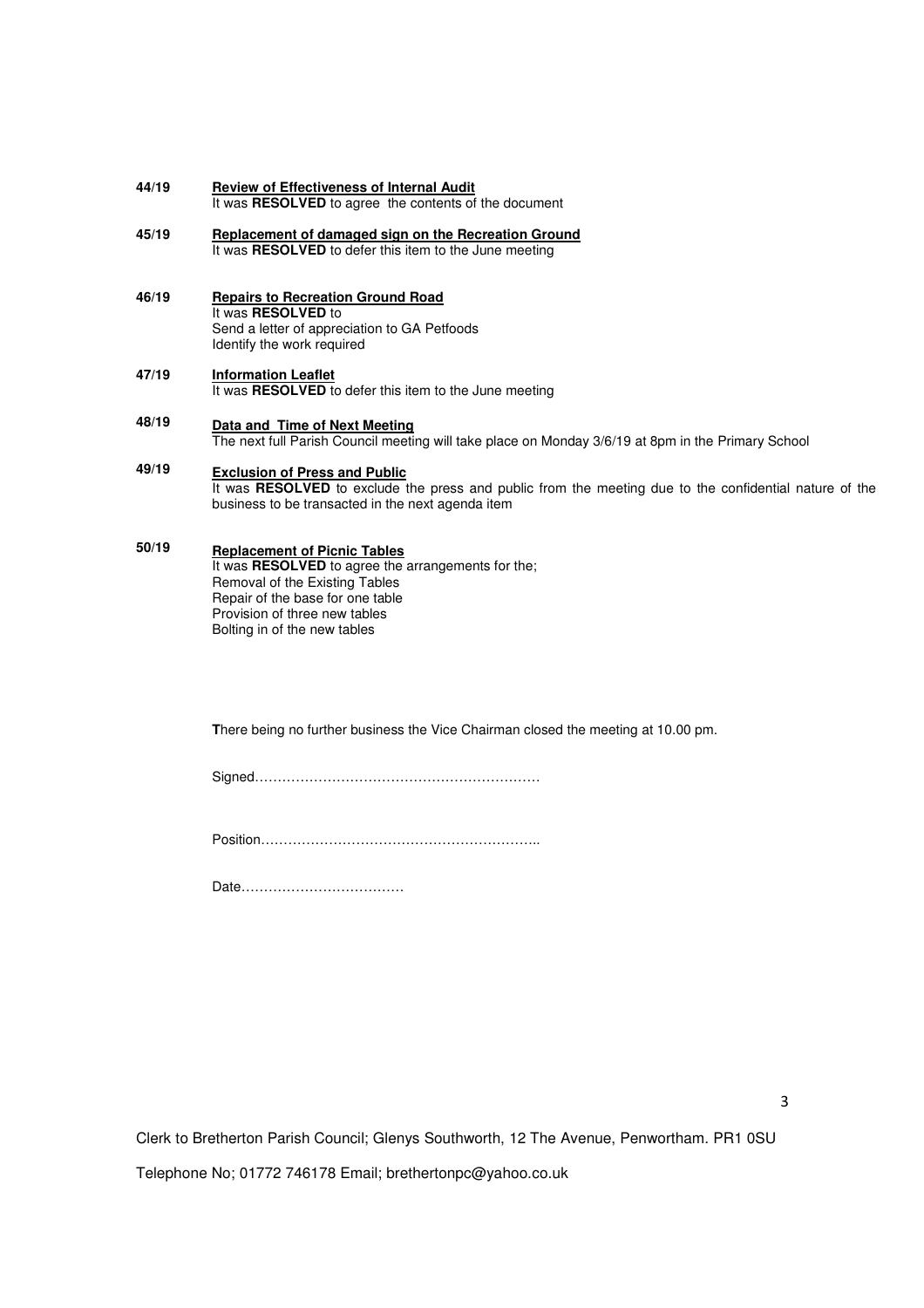**44/19** **Review of Effectiveness of Internal Audit**
It was **RESOLVED** to agree the contents of the document

**45/19** **Replacement of damaged sign on the Recreation Ground**
It was **RESOLVED** to defer this item to the June meeting

**46/19** **Repairs to Recreation Ground Road**
It was **RESOLVED** to
Send a letter of appreciation to GA Petfoods
Identify the work required

**47/19** **Information Leaflet**
It was **RESOLVED** to defer this item to the June meeting

**48/19** **Data and Time of Next Meeting**
The next full Parish Council meeting will take place on Monday 3/6/19 at 8pm in the Primary School

**49/19** **Exclusion of Press and Public**
It was **RESOLVED** to exclude the press and public from the meeting due to the confidential nature of the business to be transacted in the next agenda item

**50/19** **Replacement of Picnic Tables**
It was **RESOLVED** to agree the arrangements for the;
Removal of the Existing Tables
Repair of the base for one table
Provision of three new tables
Bolting in of the new tables

**T**here being no further business the Vice Chairman closed the meeting at 10.00 pm.

Signed……………………………………………………

Position……………………………………………………..

Date………………………………

Clerk to Bretherton Parish Council; Glenys Southworth, 12 The Avenue, Penwortham. PR1 0SU

Telephone No; 01772 746178 Email; brethertonpc@yahoo.co.uk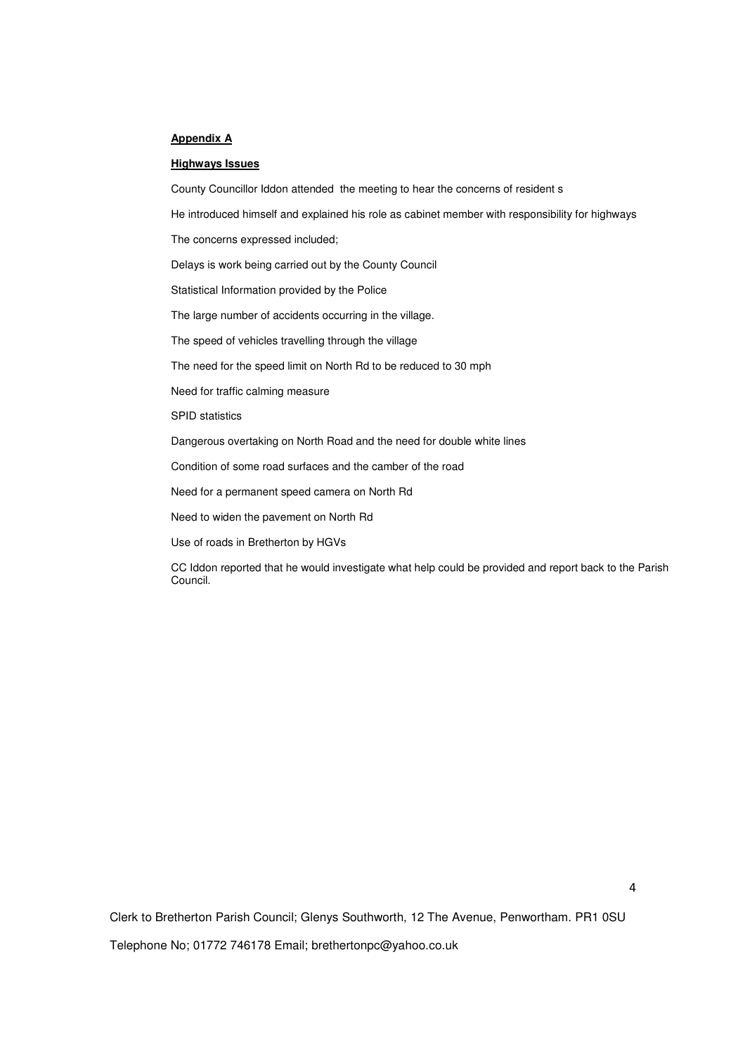**Appendix A**

**Highways Issues**

County Councillor Iddon attended the meeting to hear the concerns of resident s

He introduced himself and explained his role as cabinet member with responsibility for highways

The concerns expressed included;

Delays is work being carried out by the County Council

Statistical Information provided by the Police

The large number of accidents occurring in the village.

The speed of vehicles travelling through the village

The need for the speed limit on North Rd to be reduced to 30 mph

Need for traffic calming measure

SPID statistics

Dangerous overtaking on North Road and the need for double white lines

Condition of some road surfaces and the camber of the road

Need for a permanent speed camera on North Rd

Need to widen the pavement on North Rd

Use of roads in Bretherton by HGVs

CC Iddon reported that he would investigate what help could be provided and report back to the Parish Council.

Clerk to Bretherton Parish Council; Glenys Southworth, 12 The Avenue, Penwortham. PR1 0SU

Telephone No; 01772 746178 Email; brethertonpc@yahoo.co.uk